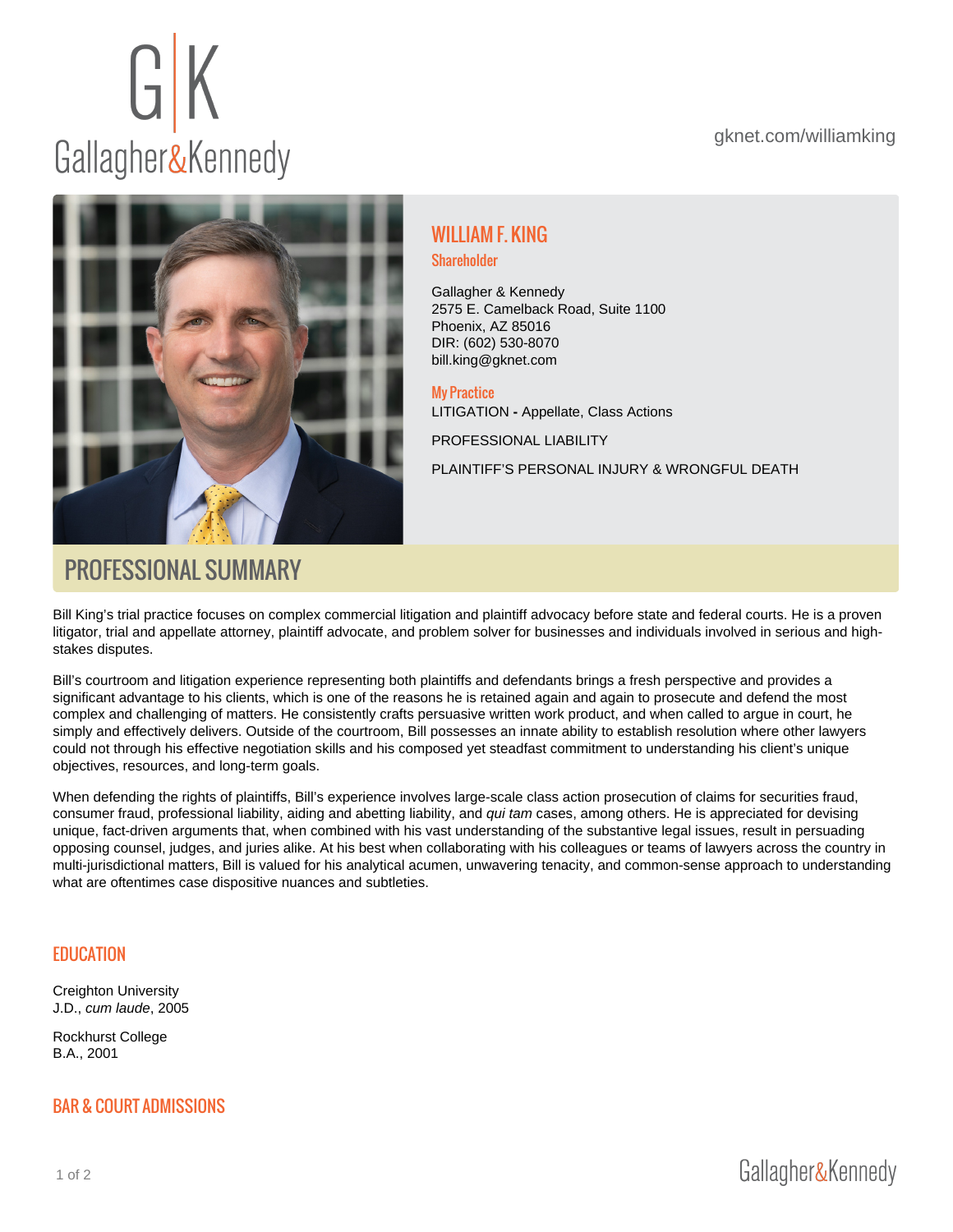gknet.com/williamking

# WILLIAM F. KING

## Shareholder

Gallagher & Kennedy
2575 E. Camelback Road, Suite 1100
Phoenix, AZ 85016
DIR: (602) 530-8070
bill.king@gknet.com

### My Practice

LITIGATION **-** Appellate, Class Actions

PROFESSIONAL LIABILITY

PLAINTIFF'S PERSONAL INJURY & WRONGFUL DEATH

## PROFESSIONAL SUMMARY

Bill King's trial practice focuses on complex commercial litigation and plaintiff advocacy before state and federal courts. He is a proven litigator, trial and appellate attorney, plaintiff advocate, and problem solver for businesses and individuals involved in serious and high-stakes disputes.

Bill's courtroom and litigation experience representing both plaintiffs and defendants brings a fresh perspective and provides a significant advantage to his clients, which is one of the reasons he is retained again and again to prosecute and defend the most complex and challenging of matters. He consistently crafts persuasive written work product, and when called to argue in court, he simply and effectively delivers. Outside of the courtroom, Bill possesses an innate ability to establish resolution where other lawyers could not through his effective negotiation skills and his composed yet steadfast commitment to understanding his client's unique objectives, resources, and long-term goals.

When defending the rights of plaintiffs, Bill's experience involves large-scale class action prosecution of claims for securities fraud, consumer fraud, professional liability, aiding and abetting liability, and *qui tam* cases, among others. He is appreciated for devising unique, fact-driven arguments that, when combined with his vast understanding of the substantive legal issues, result in persuading opposing counsel, judges, and juries alike. At his best when collaborating with his colleagues or teams of lawyers across the country in multi-jurisdictional matters, Bill is valued for his analytical acumen, unwavering tenacity, and common-sense approach to understanding what are oftentimes case dispositive nuances and subtleties.

## EDUCATION

Creighton University
J.D., *cum laude*, 2005

Rockhurst College
B.A., 2001

## BAR & COURT ADMISSIONS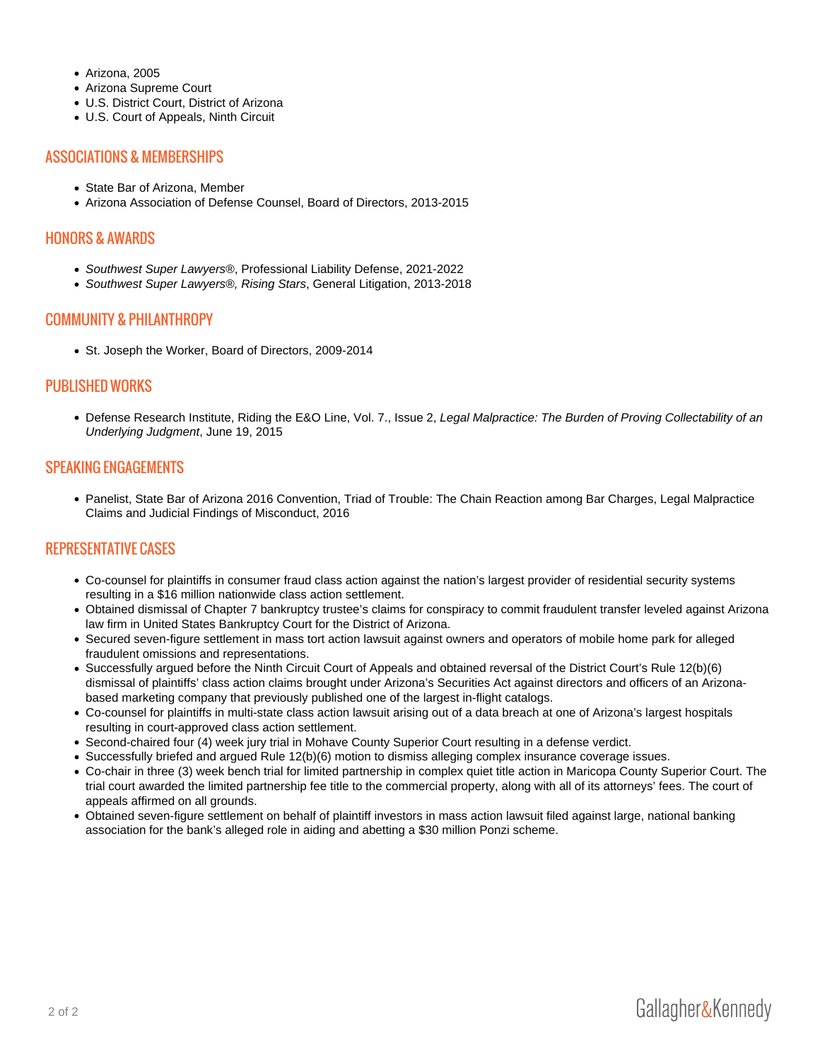- Arizona, 2005
- Arizona Supreme Court
- U.S. District Court, District of Arizona
- U.S. Court of Appeals, Ninth Circuit

## ASSOCIATIONS & MEMBERSHIPS

- State Bar of Arizona, Member
- Arizona Association of Defense Counsel, Board of Directors, 2013-2015

## HONORS & AWARDS

- *Southwest Super Lawyers®*, Professional Liability Defense, 2021-2022
- *Southwest Super Lawyers®, Rising Stars*, General Litigation, 2013-2018

## COMMUNITY & PHILANTHROPY

- St. Joseph the Worker, Board of Directors, 2009-2014

## PUBLISHED WORKS

- Defense Research Institute, Riding the E&O Line, Vol. 7., Issue 2, *Legal Malpractice: The Burden of Proving Collectability of an Underlying Judgment*, June 19, 2015

## SPEAKING ENGAGEMENTS

- Panelist, State Bar of Arizona 2016 Convention, Triad of Trouble: The Chain Reaction among Bar Charges, Legal Malpractice Claims and Judicial Findings of Misconduct, 2016

## REPRESENTATIVE CASES

- Co-counsel for plaintiffs in consumer fraud class action against the nation's largest provider of residential security systems resulting in a $16 million nationwide class action settlement.
- Obtained dismissal of Chapter 7 bankruptcy trustee's claims for conspiracy to commit fraudulent transfer leveled against Arizona law firm in United States Bankruptcy Court for the District of Arizona.
- Secured seven-figure settlement in mass tort action lawsuit against owners and operators of mobile home park for alleged fraudulent omissions and representations.
- Successfully argued before the Ninth Circuit Court of Appeals and obtained reversal of the District Court's Rule 12(b)(6) dismissal of plaintiffs' class action claims brought under Arizona's Securities Act against directors and officers of an Arizona-based marketing company that previously published one of the largest in-flight catalogs.
- Co-counsel for plaintiffs in multi-state class action lawsuit arising out of a data breach at one of Arizona's largest hospitals resulting in court-approved class action settlement.
- Second-chaired four (4) week jury trial in Mohave County Superior Court resulting in a defense verdict.
- Successfully briefed and argued Rule 12(b)(6) motion to dismiss alleging complex insurance coverage issues.
- Co-chair in three (3) week bench trial for limited partnership in complex quiet title action in Maricopa County Superior Court. The trial court awarded the limited partnership fee title to the commercial property, along with all of its attorneys' fees. The court of appeals affirmed on all grounds.
- Obtained seven-figure settlement on behalf of plaintiff investors in mass action lawsuit filed against large, national banking association for the bank's alleged role in aiding and abetting a $30 million Ponzi scheme.